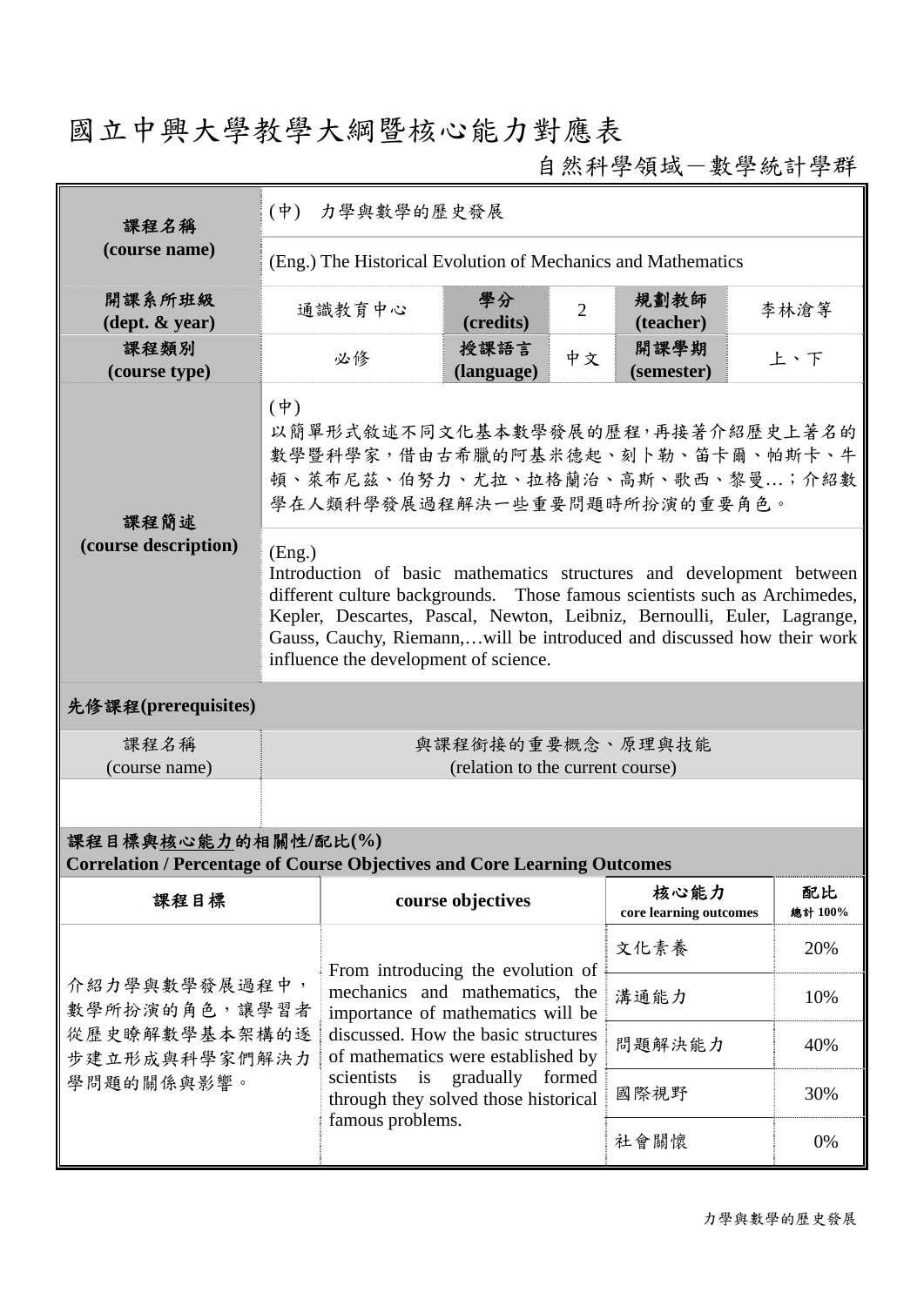# 國立中興大學教學大綱暨核心能力對應表

自然科學領域－數學統計學群

| 課程名稱 (course name) | (中) 力學與數學的歷史發展 | | | | |
|---|---|---|---|---|---|
| | (Eng.) The Historical Evolution of Mechanics and Mathematics | | | | |
| **開課系所班級 (dept. & year)** | 通識教育中心 | **學分 (credits)** | 2 | **規劃教師 (teacher)** | 李林滄等 |
| **課程類別 (course type)** | 必修 | **授課語言 (language)** | 中文 | **開課學期 (semester)** | 上、下 |
| **課程簡述 (course description)** | (中)<br>以簡單形式敘述不同文化基本數學發展的歷程，再接著介紹歷史上著名的數學暨科學家，借由古希臘的阿基米德起、刻卜勒、笛卡爾、帕斯卡、牛頓、萊布尼茲、伯努力、尤拉、拉格蘭治、高斯、歌西、黎曼…；介紹數學在人類科學發展過程解決一些重要問題時所扮演的重要角色。 | | | | |
| | (Eng.)<br>Introduction of basic mathematics structures and development between different culture backgrounds. Those famous scientists such as Archimedes, Kepler, Descartes, Pascal, Newton, Leibniz, Bernoulli, Euler, Lagrange, Gauss, Cauchy, Riemann,…will be introduced and discussed how their work influence the development of science. | | | | |

**先修課程(prerequisites)**

| 課程名稱 (course name) | 與課程銜接的重要概念、原理與技能 (relation to the current course) |
|---|---|
| | |

**課程目標與核心能力的相關性/配比(%)**
**Correlation / Percentage of Course Objectives and Core Learning Outcomes**

| 課程目標 | course objectives | 核心能力 core learning outcomes | 配比 總計 100% |
|---|---|---|---|
| 介紹力學與數學發展過程中，數學所扮演的角色，讓學習者從歷史瞭解數學基本架構的逐步建立形成與科學家們解決力學問題的關係與影響。 | From introducing the evolution of mechanics and mathematics, the importance of mathematics will be discussed. How the basic structures of mathematics were established by scientists is gradually formed through they solved those historical famous problems. | 文化素養 | 20% |
| | | 溝通能力 | 10% |
| | | 問題解決能力 | 40% |
| | | 國際視野 | 30% |
| | | 社會關懷 | 0% |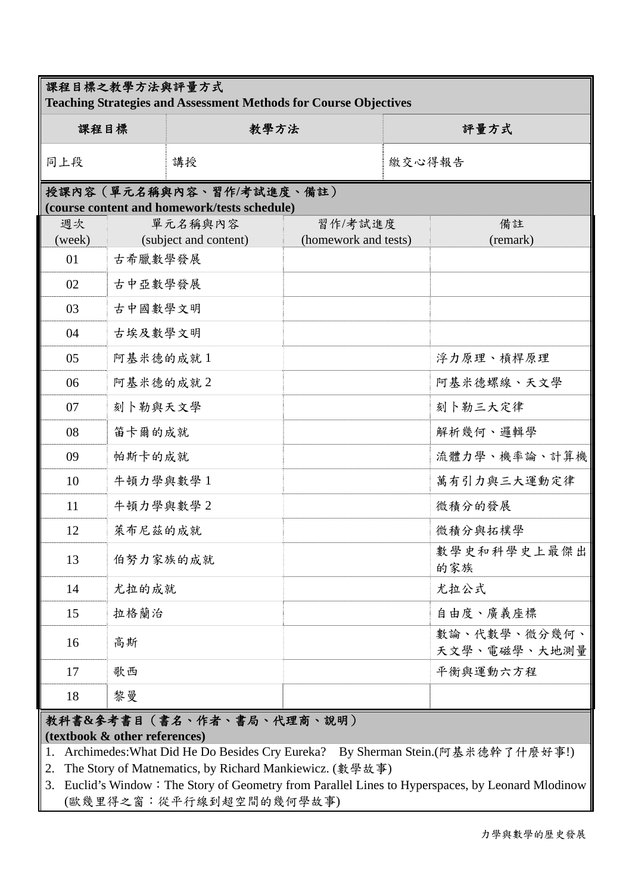**課程目標之教學方法與評量方式**
**Teaching Strategies and Assessment Methods for Course Objectives**

| 課程目標 | 教學方法 | 評量方式 |
|---|---|---|
| 同上段 | 講授 | 繳交心得報告 |

**授課內容（單元名稱與內容、習作/考試進度、備註）**
**(course content and homework/tests schedule)**

| 週次<br>(week) | 單元名稱與內容<br>(subject and content) | 習作/考試進度<br>(homework and tests) | 備註<br>(remark) |
|---|---|---|---|
| 01 | 古希臘數學發展 | | |
| 02 | 古中亞數學發展 | | |
| 03 | 古中國數學文明 | | |
| 04 | 古埃及數學文明 | | |
| 05 | 阿基米德的成就 1 | | 浮力原理、槓桿原理 |
| 06 | 阿基米德的成就 2 | | 阿基米德螺線、天文學 |
| 07 | 刻卜勒與天文學 | | 刻卜勒三大定律 |
| 08 | 笛卡爾的成就 | | 解析幾何、邏輯學 |
| 09 | 帕斯卡的成就 | | 流體力學、機率論、計算機 |
| 10 | 牛頓力學與數學 1 | | 萬有引力與三大運動定律 |
| 11 | 牛頓力學與數學 2 | | 微積分的發展 |
| 12 | 萊布尼茲的成就 | | 微積分與拓樸學 |
| 13 | 伯努力家族的成就 | | 數學史和科學史上最傑出的家族 |
| 14 | 尤拉的成就 | | 尤拉公式 |
| 15 | 拉格蘭治 | | 自由度、廣義座標 |
| 16 | 高斯 | | 數論、代數學、微分幾何、天文學、電磁學、大地測量 |
| 17 | 歌西 | | 平衡與運動六方程 |
| 18 | 黎曼 | | |

**教科書&參考書目（書名、作者、書局、代理商、說明）**
**(textbook & other references)**

1. Archimedes:What Did He Do Besides Cry Eureka? By Sherman Stein.(阿基米德幹了什麼好事!)
2. The Story of Matnematics, by Richard Mankiewicz. (數學故事)
3. Euclid's Window：The Story of Geometry from Parallel Lines to Hyperspaces, by Leonard Mlodinow (歐幾里得之窗：從平行線到超空間的幾何學故事)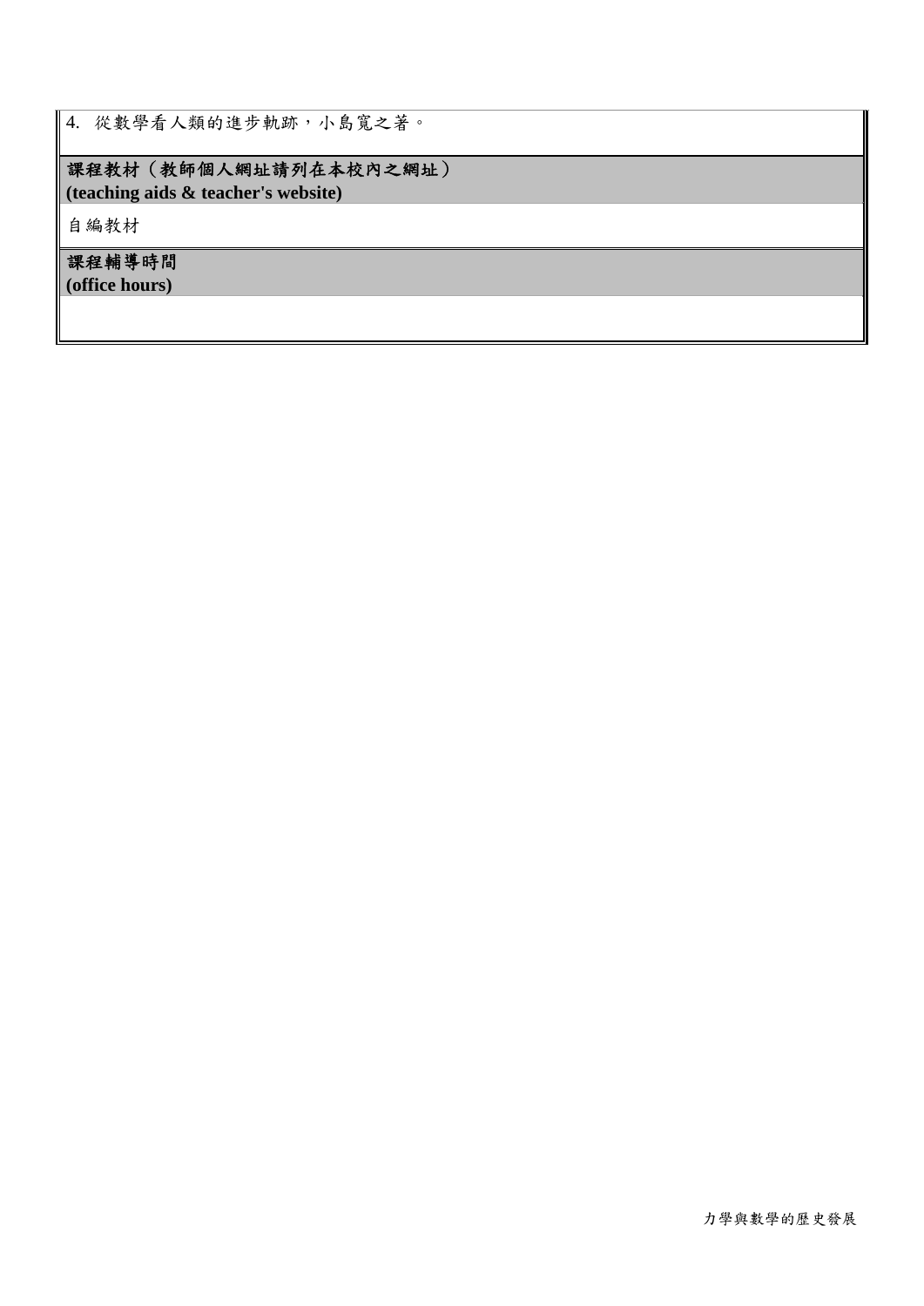4. 從數學看人類的進步軌跡，小島寬之著。

**課程教材（教師個人網址請列在本校內之網址）**
**(teaching aids & teacher's website)**

自編教材

**課程輔導時間**
**(office hours)**